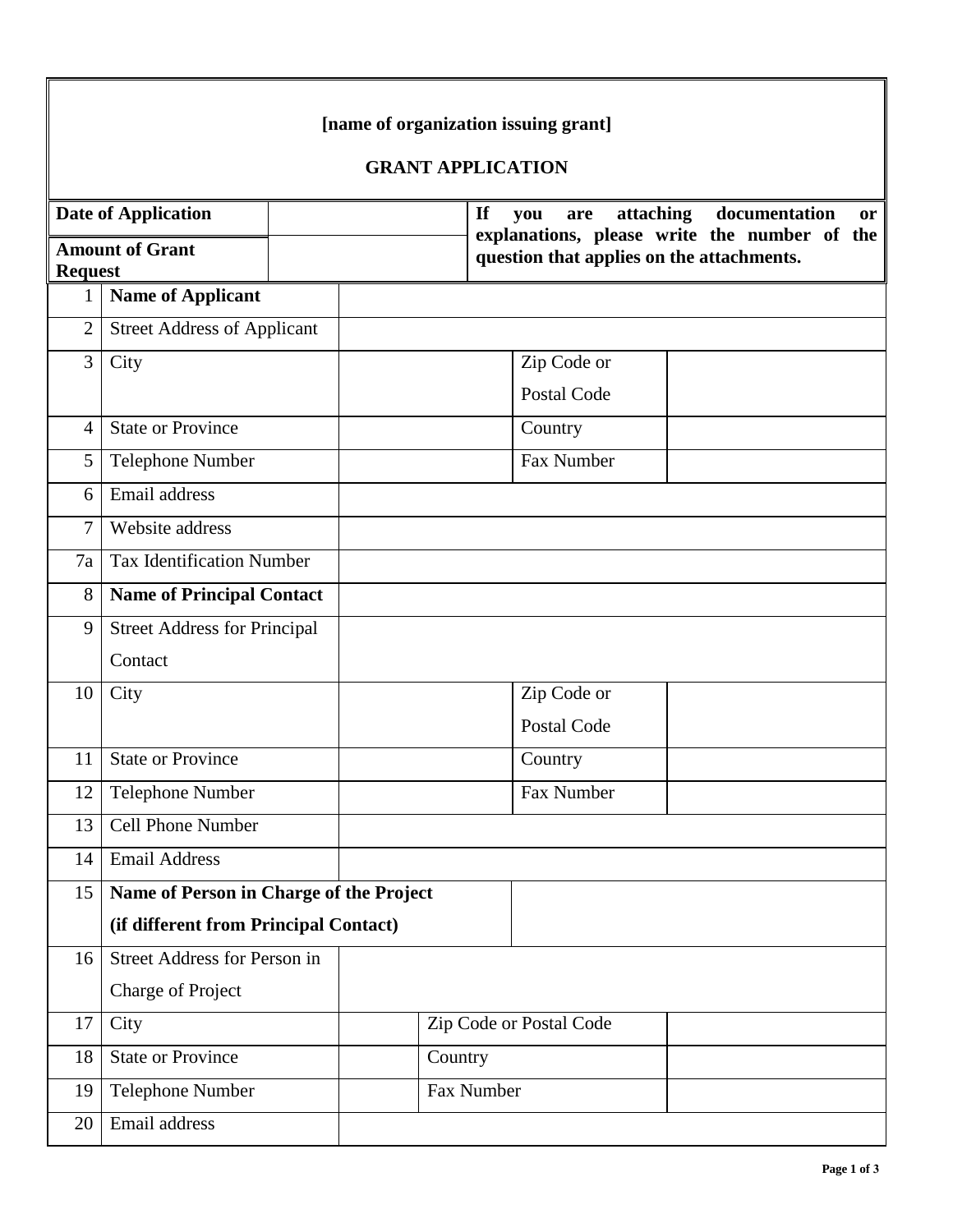**[name of organization issuing grant]**

**GRANT APPLICATION**

| **Date of Application** | | **If you are attaching documentation or explanations, please write the number of the question that applies on the attachments.** |
|---|---|---|
| **Amount of Grant Request** | | |

| # | Field | | Field | |
|---|---|---|---|---|
| 1 | **Name of Applicant** | | | |
| 2 | Street Address of Applicant | | | |
| 3 | City | | Zip Code or Postal Code | |
| 4 | State or Province | | Country | |
| 5 | Telephone Number | | Fax Number | |
| 6 | Email address | | | |
| 7 | Website address | | | |
| 7a | Tax Identification Number | | | |
| 8 | **Name of Principal Contact** | | | |
| 9 | Street Address for Principal Contact | | | |
| 10 | City | | Zip Code or Postal Code | |
| 11 | State or Province | | Country | |
| 12 | Telephone Number | | Fax Number | |
| 13 | Cell Phone Number | | | |
| 14 | Email Address | | | |
| 15 | **Name of Person in Charge of the Project (if different from Principal Contact)** | | | |
| 16 | Street Address for Person in Charge of Project | | | |
| 17 | City | | Zip Code or Postal Code | |
| 18 | State or Province | | Country | |
| 19 | Telephone Number | | Fax Number | |
| 20 | Email address | | | |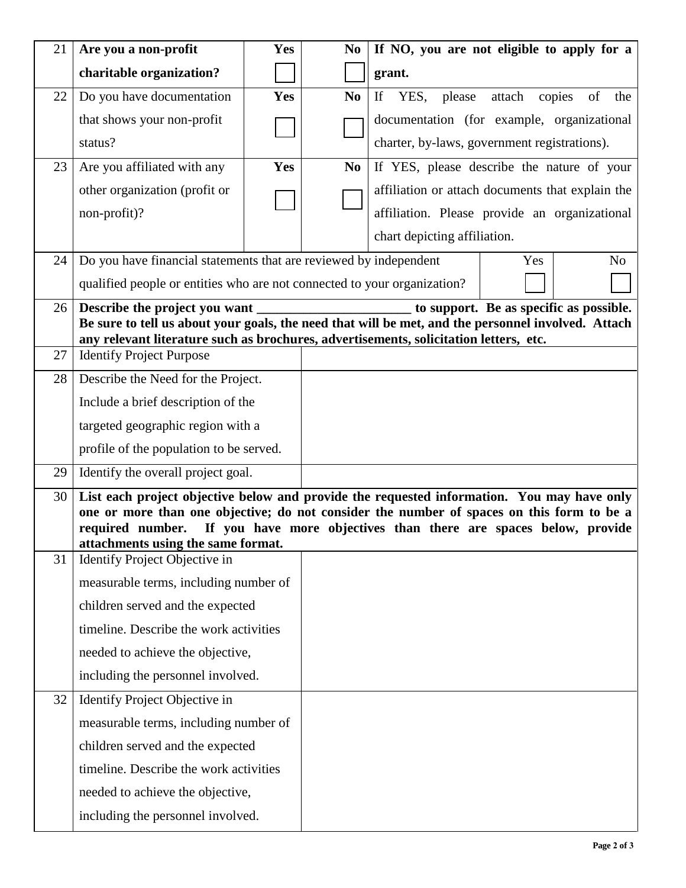| | | | | |
|---|---|---|---|---|
| 21 | **Are you a non-profit charitable organization?** | **Yes** ☐ | **No** ☐ | **If NO, you are not eligible to apply for a grant.** |
| 22 | Do you have documentation that shows your non-profit status? | **Yes** ☐ | **No** ☐ | If YES, please attach copies of the documentation (for example, organizational charter, by-laws, government registrations). |
| 23 | Are you affiliated with any other organization (profit or non-profit)? | **Yes** ☐ | **No** ☐ | If YES, please describe the nature of your affiliation or attach documents that explain the affiliation. Please provide an organizational chart depicting affiliation. |
| 24 | Do you have financial statements that are reviewed by independent qualified people or entities who are not connected to your organization? | | | Yes ☐ No ☐ |

| | | |
|---|---|---|
| 26 | **Describe the project you want _______________________ to support. Be as specific as possible. Be sure to tell us about your goals, the need that will be met, and the personnel involved. Attach any relevant literature such as brochures, advertisements, solicitation letters, etc.** | |
| 27 | Identify Project Purpose | |
| 28 | Describe the Need for the Project. Include a brief description of the targeted geographic region with a profile of the population to be served. | |
| 29 | Identify the overall project goal. | |
| 30 | **List each project objective below and provide the requested information. You may have only one or more than one objective; do not consider the number of spaces on this form to be a required number. If you have more objectives than there are spaces below, provide attachments using the same format.** | |
| 31 | Identify Project Objective in measurable terms, including number of children served and the expected timeline. Describe the work activities needed to achieve the objective, including the personnel involved. | |
| 32 | Identify Project Objective in measurable terms, including number of children served and the expected timeline. Describe the work activities needed to achieve the objective, including the personnel involved. | |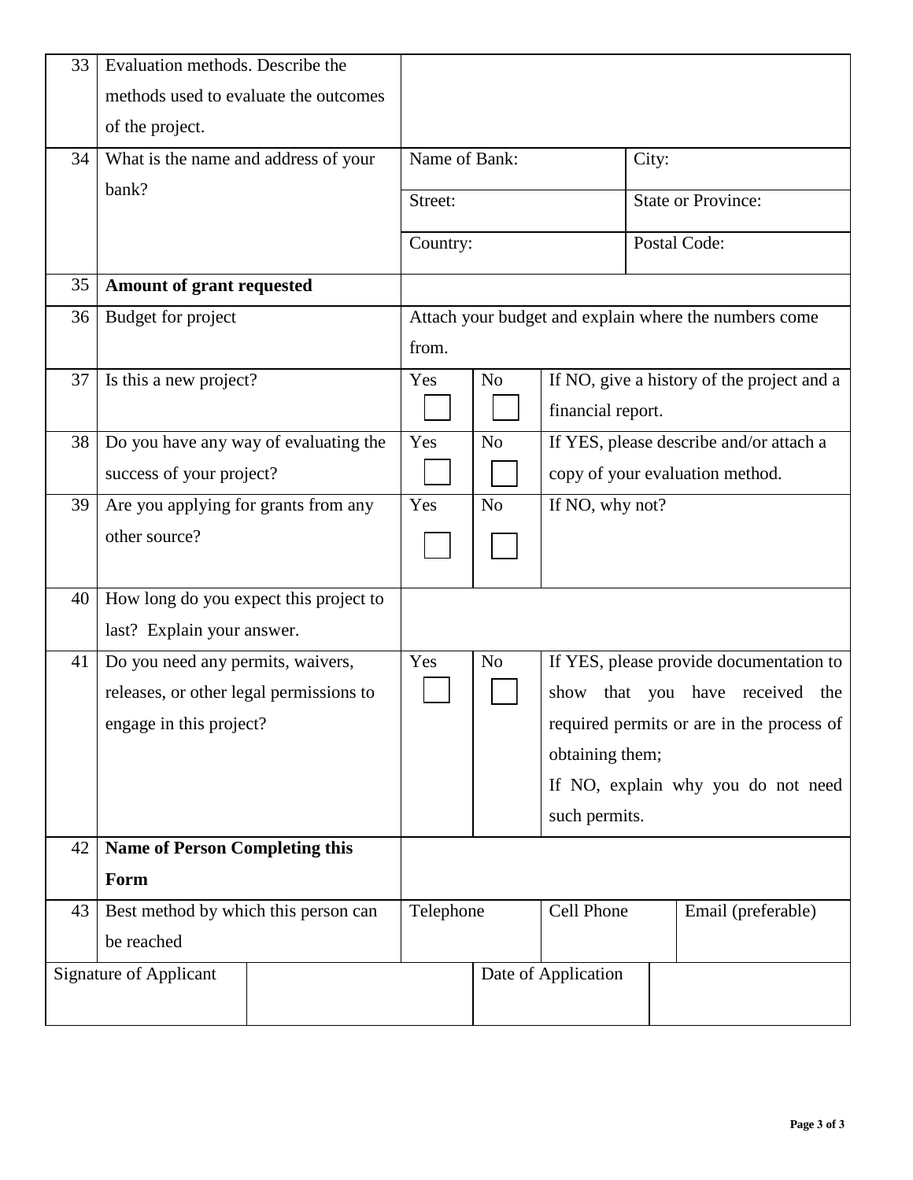| | | | | | | |
|---|---|---|---|---|---|---|
| 33 | Evaluation methods. Describe the methods used to evaluate the outcomes of the project. | | | | | |
| 34 | What is the name and address of your bank? | Name of Bank: | | | City: | |
| | | Street: | | | State or Province: | |
| | | Country: | | | Postal Code: | |
| 35 | **Amount of grant requested** | | | | | |
| 36 | Budget for project | Attach your budget and explain where the numbers come from. | | | | |
| 37 | Is this a new project? | Yes ☐ | No ☐ | If NO, give a history of the project and a financial report. | | |
| 38 | Do you have any way of evaluating the success of your project? | Yes ☐ | No ☐ | If YES, please describe and/or attach a copy of your evaluation method. | | |
| 39 | Are you applying for grants from any other source? | Yes ☐ | No ☐ | If NO, why not? | | |
| 40 | How long do you expect this project to last? Explain your answer. | | | | | |
| 41 | Do you need any permits, waivers, releases, or other legal permissions to engage in this project? | Yes ☐ | No ☐ | If YES, please provide documentation to show that you have received the required permits or are in the process of obtaining them; If NO, explain why you do not need such permits. | | |
| 42 | **Name of Person Completing this Form** | | | | | |
| 43 | Best method by which this person can be reached | Telephone | | Cell Phone | | Email (preferable) |
| Signature of Applicant | | | Date of Application | | | |